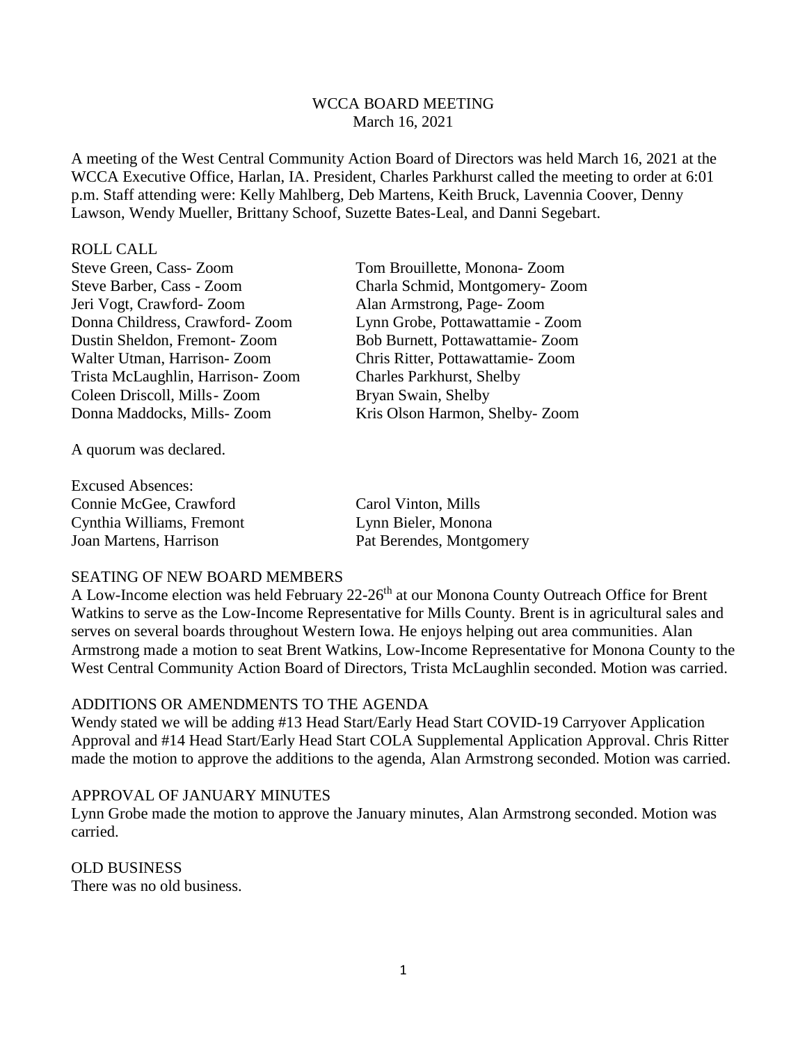# WCCA BOARD MEETING

March 16, 2021

A meeting of the West Central Community Action Board of Directors was held March 16, 2021 at the WCCA Executive Office, Harlan, IA. President, Charles Parkhurst called the meeting to order at 6:01 p.m. Staff attending were: Kelly Mahlberg, Deb Martens, Keith Bruck, Lavennia Coover, Denny Lawson, Wendy Mueller, Brittany Schoof, Suzette Bates-Leal, and Danni Segebart.

## ROLL CALL

Steve Green, Cass- Zoom
Steve Barber, Cass - Zoom
Jeri Vogt, Crawford- Zoom
Donna Childress, Crawford- Zoom
Dustin Sheldon, Fremont- Zoom
Walter Utman, Harrison- Zoom
Trista McLaughlin, Harrison- Zoom
Coleen Driscoll, Mills- Zoom
Donna Maddocks, Mills- Zoom
Tom Brouillette, Monona- Zoom
Charla Schmid, Montgomery- Zoom
Alan Armstrong, Page- Zoom
Lynn Grobe, Pottawattamie - Zoom
Bob Burnett, Pottawattamie- Zoom
Chris Ritter, Pottawattamie- Zoom
Charles Parkhurst, Shelby
Bryan Swain, Shelby
Kris Olson Harmon, Shelby- Zoom

A quorum was declared.

Excused Absences:

Connie McGee, Crawford
Cynthia Williams, Fremont
Joan Martens, Harrison
Carol Vinton, Mills
Lynn Bieler, Monona
Pat Berendes, Montgomery

## SEATING OF NEW BOARD MEMBERS

A Low-Income election was held February 22-26th at our Monona County Outreach Office for Brent Watkins to serve as the Low-Income Representative for Mills County. Brent is in agricultural sales and serves on several boards throughout Western Iowa. He enjoys helping out area communities. Alan Armstrong made a motion to seat Brent Watkins, Low-Income Representative for Monona County to the West Central Community Action Board of Directors, Trista McLaughlin seconded. Motion was carried.

## ADDITIONS OR AMENDMENTS TO THE AGENDA

Wendy stated we will be adding #13 Head Start/Early Head Start COVID-19 Carryover Application Approval and #14 Head Start/Early Head Start COLA Supplemental Application Approval. Chris Ritter made the motion to approve the additions to the agenda, Alan Armstrong seconded. Motion was carried.

## APPROVAL OF JANUARY MINUTES

Lynn Grobe made the motion to approve the January minutes, Alan Armstrong seconded. Motion was carried.

## OLD BUSINESS

There was no old business.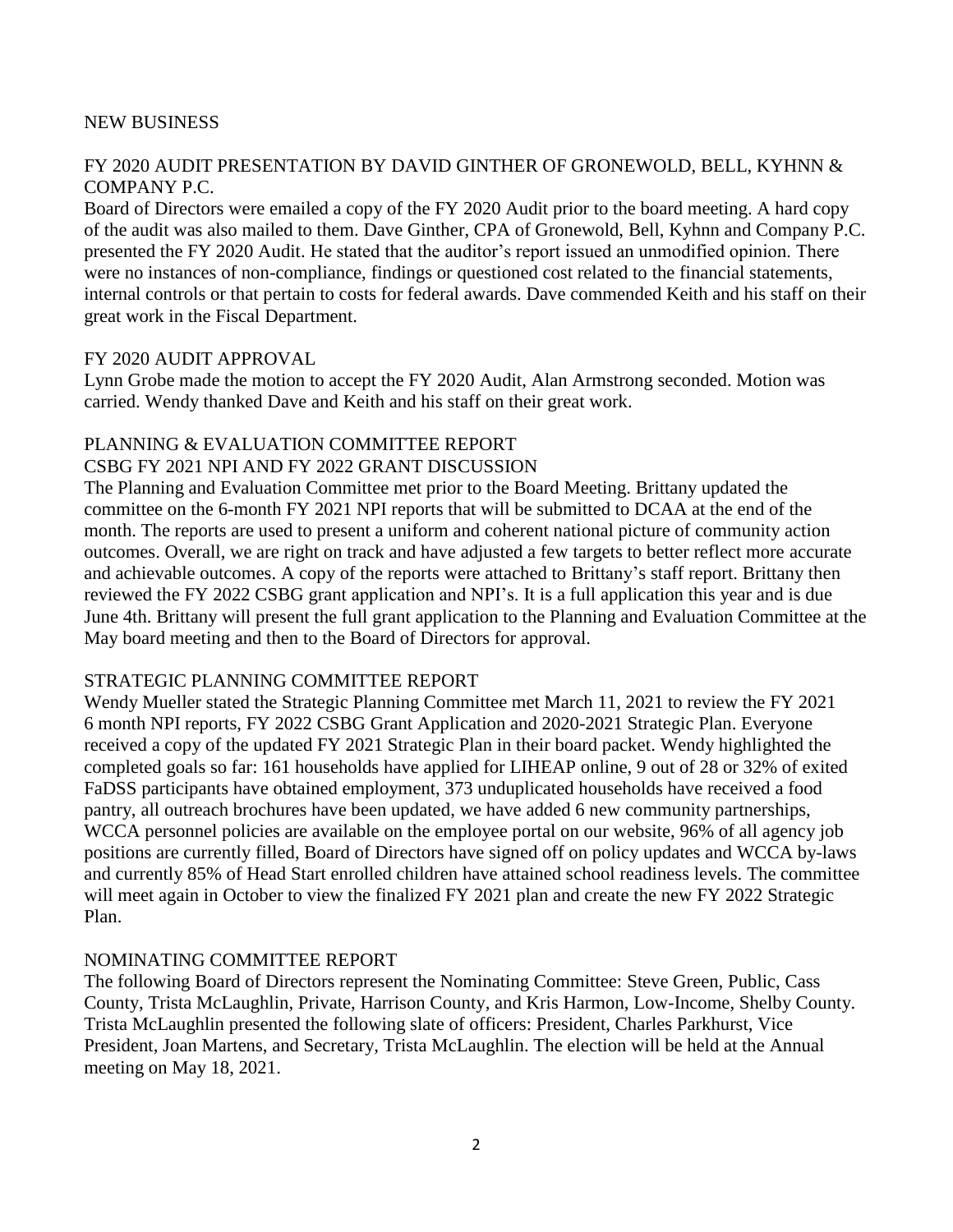## NEW BUSINESS

### FY 2020 AUDIT PRESENTATION BY DAVID GINTHER OF GRONEWOLD, BELL, KYHNN & COMPANY P.C.

Board of Directors were emailed a copy of the FY 2020 Audit prior to the board meeting. A hard copy of the audit was also mailed to them. Dave Ginther, CPA of Gronewold, Bell, Kyhnn and Company P.C. presented the FY 2020 Audit. He stated that the auditor's report issued an unmodified opinion. There were no instances of non-compliance, findings or questioned cost related to the financial statements, internal controls or that pertain to costs for federal awards. Dave commended Keith and his staff on their great work in the Fiscal Department.

### FY 2020 AUDIT APPROVAL

Lynn Grobe made the motion to accept the FY 2020 Audit, Alan Armstrong seconded. Motion was carried. Wendy thanked Dave and Keith and his staff on their great work.

### PLANNING & EVALUATION COMMITTEE REPORT
### CSBG FY 2021 NPI AND FY 2022 GRANT DISCUSSION

The Planning and Evaluation Committee met prior to the Board Meeting. Brittany updated the committee on the 6-month FY 2021 NPI reports that will be submitted to DCAA at the end of the month. The reports are used to present a uniform and coherent national picture of community action outcomes. Overall, we are right on track and have adjusted a few targets to better reflect more accurate and achievable outcomes. A copy of the reports were attached to Brittany's staff report. Brittany then reviewed the FY 2022 CSBG grant application and NPI's. It is a full application this year and is due June 4th. Brittany will present the full grant application to the Planning and Evaluation Committee at the May board meeting and then to the Board of Directors for approval.

### STRATEGIC PLANNING COMMITTEE REPORT

Wendy Mueller stated the Strategic Planning Committee met March 11, 2021 to review the FY 2021 6 month NPI reports, FY 2022 CSBG Grant Application and 2020-2021 Strategic Plan. Everyone received a copy of the updated FY 2021 Strategic Plan in their board packet. Wendy highlighted the completed goals so far: 161 households have applied for LIHEAP online, 9 out of 28 or 32% of exited FaDSS participants have obtained employment, 373 unduplicated households have received a food pantry, all outreach brochures have been updated, we have added 6 new community partnerships, WCCA personnel policies are available on the employee portal on our website, 96% of all agency job positions are currently filled, Board of Directors have signed off on policy updates and WCCA by-laws and currently 85% of Head Start enrolled children have attained school readiness levels. The committee will meet again in October to view the finalized FY 2021 plan and create the new FY 2022 Strategic Plan.

### NOMINATING COMMITTEE REPORT

The following Board of Directors represent the Nominating Committee: Steve Green, Public, Cass County, Trista McLaughlin, Private, Harrison County, and Kris Harmon, Low-Income, Shelby County. Trista McLaughlin presented the following slate of officers: President, Charles Parkhurst, Vice President, Joan Martens, and Secretary, Trista McLaughlin. The election will be held at the Annual meeting on May 18, 2021.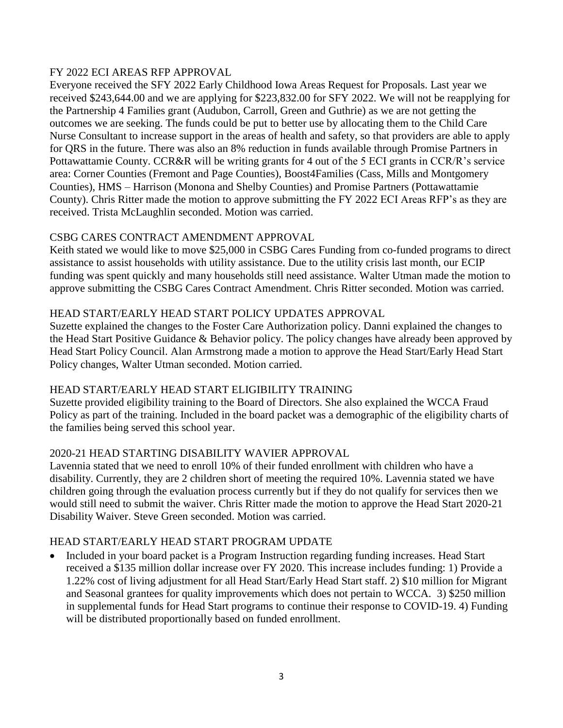## FY 2022 ECI AREAS RFP APPROVAL

Everyone received the SFY 2022 Early Childhood Iowa Areas Request for Proposals. Last year we received $243,644.00 and we are applying for $223,832.00 for SFY 2022. We will not be reapplying for the Partnership 4 Families grant (Audubon, Carroll, Green and Guthrie) as we are not getting the outcomes we are seeking. The funds could be put to better use by allocating them to the Child Care Nurse Consultant to increase support in the areas of health and safety, so that providers are able to apply for QRS in the future. There was also an 8% reduction in funds available through Promise Partners in Pottawattamie County. CCR&R will be writing grants for 4 out of the 5 ECI grants in CCR/R's service area: Corner Counties (Fremont and Page Counties), Boost4Families (Cass, Mills and Montgomery Counties), HMS – Harrison (Monona and Shelby Counties) and Promise Partners (Pottawattamie County). Chris Ritter made the motion to approve submitting the FY 2022 ECI Areas RFP's as they are received. Trista McLaughlin seconded. Motion was carried.

## CSBG CARES CONTRACT AMENDMENT APPROVAL

Keith stated we would like to move $25,000 in CSBG Cares Funding from co-funded programs to direct assistance to assist households with utility assistance. Due to the utility crisis last month, our ECIP funding was spent quickly and many households still need assistance. Walter Utman made the motion to approve submitting the CSBG Cares Contract Amendment. Chris Ritter seconded. Motion was carried.

## HEAD START/EARLY HEAD START POLICY UPDATES APPROVAL

Suzette explained the changes to the Foster Care Authorization policy. Danni explained the changes to the Head Start Positive Guidance & Behavior policy. The policy changes have already been approved by Head Start Policy Council. Alan Armstrong made a motion to approve the Head Start/Early Head Start Policy changes, Walter Utman seconded. Motion carried.

## HEAD START/EARLY HEAD START ELIGIBILITY TRAINING

Suzette provided eligibility training to the Board of Directors. She also explained the WCCA Fraud Policy as part of the training. Included in the board packet was a demographic of the eligibility charts of the families being served this school year.

## 2020-21 HEAD STARTING DISABILITY WAVIER APPROVAL

Lavennia stated that we need to enroll 10% of their funded enrollment with children who have a disability. Currently, they are 2 children short of meeting the required 10%. Lavennia stated we have children going through the evaluation process currently but if they do not qualify for services then we would still need to submit the waiver. Chris Ritter made the motion to approve the Head Start 2020-21 Disability Waiver. Steve Green seconded. Motion was carried.

## HEAD START/EARLY HEAD START PROGRAM UPDATE

- Included in your board packet is a Program Instruction regarding funding increases. Head Start received a $135 million dollar increase over FY 2020. This increase includes funding: 1) Provide a 1.22% cost of living adjustment for all Head Start/Early Head Start staff. 2) $10 million for Migrant and Seasonal grantees for quality improvements which does not pertain to WCCA. 3) $250 million in supplemental funds for Head Start programs to continue their response to COVID-19. 4) Funding will be distributed proportionally based on funded enrollment.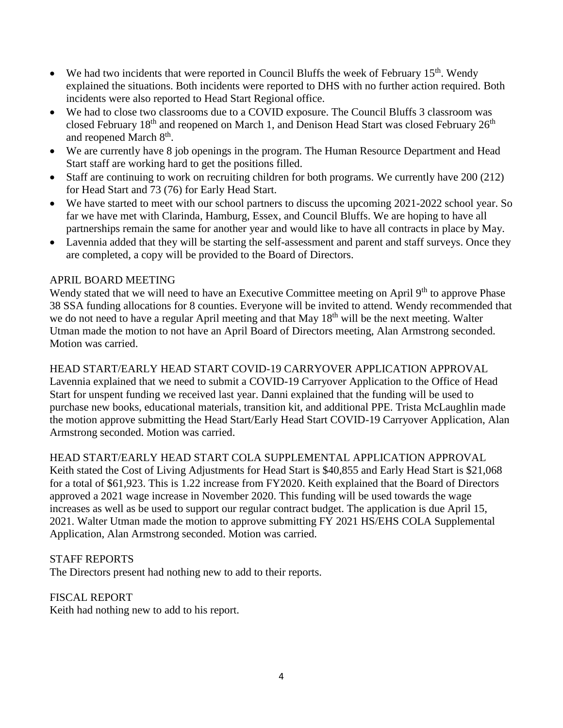- We had two incidents that were reported in Council Bluffs the week of February 15th. Wendy explained the situations. Both incidents were reported to DHS with no further action required. Both incidents were also reported to Head Start Regional office.
- We had to close two classrooms due to a COVID exposure. The Council Bluffs 3 classroom was closed February 18th and reopened on March 1, and Denison Head Start was closed February 26th and reopened March 8th.
- We are currently have 8 job openings in the program. The Human Resource Department and Head Start staff are working hard to get the positions filled.
- Staff are continuing to work on recruiting children for both programs. We currently have 200 (212) for Head Start and 73 (76) for Early Head Start.
- We have started to meet with our school partners to discuss the upcoming 2021-2022 school year. So far we have met with Clarinda, Hamburg, Essex, and Council Bluffs. We are hoping to have all partnerships remain the same for another year and would like to have all contracts in place by May.
- Lavennia added that they will be starting the self-assessment and parent and staff surveys. Once they are completed, a copy will be provided to the Board of Directors.

APRIL BOARD MEETING

Wendy stated that we will need to have an Executive Committee meeting on April 9th to approve Phase 38 SSA funding allocations for 8 counties. Everyone will be invited to attend. Wendy recommended that we do not need to have a regular April meeting and that May 18th will be the next meeting. Walter Utman made the motion to not have an April Board of Directors meeting, Alan Armstrong seconded. Motion was carried.

HEAD START/EARLY HEAD START COVID-19 CARRYOVER APPLICATION APPROVAL

Lavennia explained that we need to submit a COVID-19 Carryover Application to the Office of Head Start for unspent funding we received last year. Danni explained that the funding will be used to purchase new books, educational materials, transition kit, and additional PPE. Trista McLaughlin made the motion approve submitting the Head Start/Early Head Start COVID-19 Carryover Application, Alan Armstrong seconded. Motion was carried.

HEAD START/EARLY HEAD START COLA SUPPLEMENTAL APPLICATION APPROVAL

Keith stated the Cost of Living Adjustments for Head Start is $40,855 and Early Head Start is $21,068 for a total of $61,923. This is 1.22 increase from FY2020. Keith explained that the Board of Directors approved a 2021 wage increase in November 2020. This funding will be used towards the wage increases as well as be used to support our regular contract budget. The application is due April 15, 2021. Walter Utman made the motion to approve submitting FY 2021 HS/EHS COLA Supplemental Application, Alan Armstrong seconded. Motion was carried.

STAFF REPORTS

The Directors present had nothing new to add to their reports.

FISCAL REPORT

Keith had nothing new to add to his report.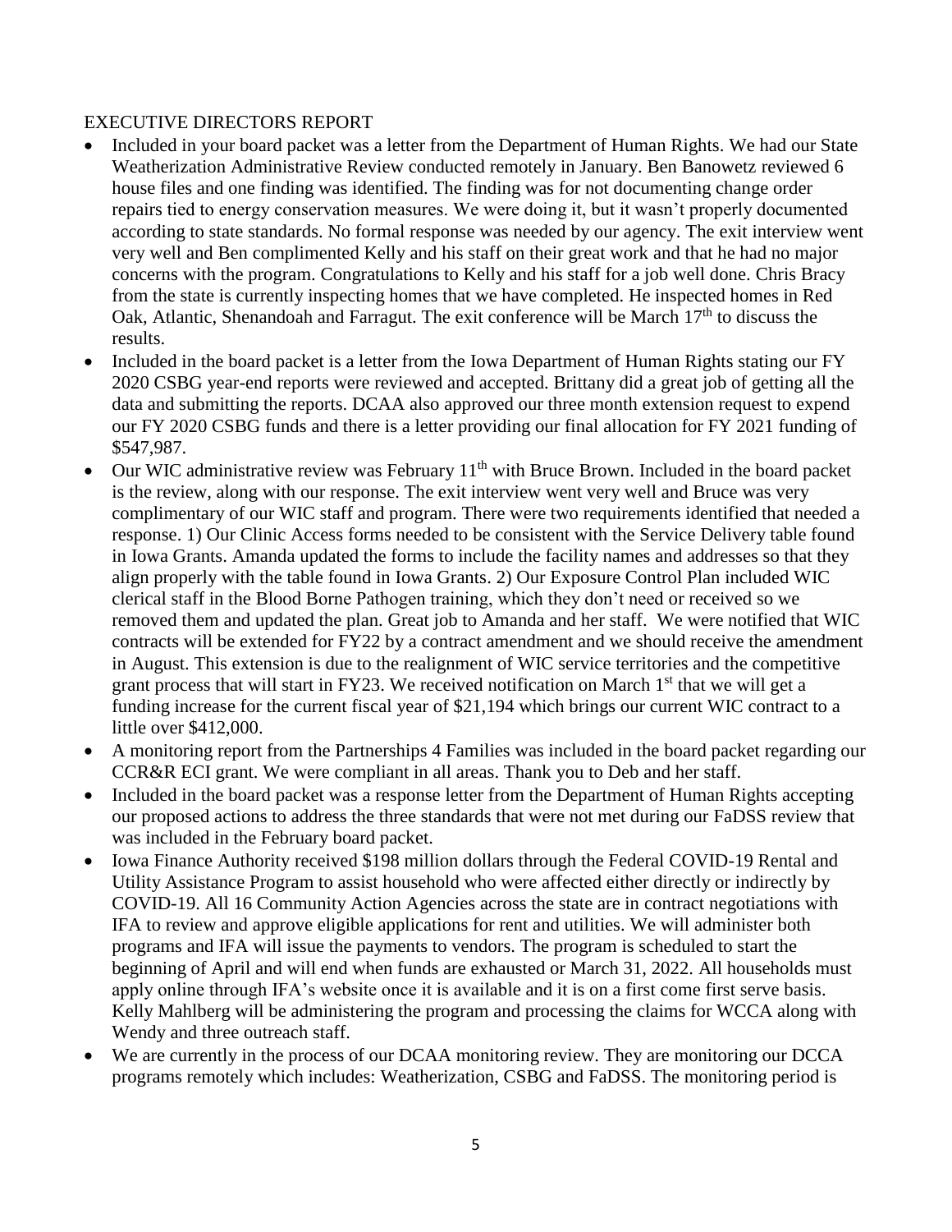EXECUTIVE DIRECTORS REPORT

- Included in your board packet was a letter from the Department of Human Rights. We had our State Weatherization Administrative Review conducted remotely in January. Ben Banowetz reviewed 6 house files and one finding was identified. The finding was for not documenting change order repairs tied to energy conservation measures. We were doing it, but it wasn't properly documented according to state standards. No formal response was needed by our agency. The exit interview went very well and Ben complimented Kelly and his staff on their great work and that he had no major concerns with the program. Congratulations to Kelly and his staff for a job well done. Chris Bracy from the state is currently inspecting homes that we have completed. He inspected homes in Red Oak, Atlantic, Shenandoah and Farragut. The exit conference will be March 17th to discuss the results.
- Included in the board packet is a letter from the Iowa Department of Human Rights stating our FY 2020 CSBG year-end reports were reviewed and accepted. Brittany did a great job of getting all the data and submitting the reports. DCAA also approved our three month extension request to expend our FY 2020 CSBG funds and there is a letter providing our final allocation for FY 2021 funding of $547,987.
- Our WIC administrative review was February 11th with Bruce Brown. Included in the board packet is the review, along with our response. The exit interview went very well and Bruce was very complimentary of our WIC staff and program. There were two requirements identified that needed a response. 1) Our Clinic Access forms needed to be consistent with the Service Delivery table found in Iowa Grants. Amanda updated the forms to include the facility names and addresses so that they align properly with the table found in Iowa Grants. 2) Our Exposure Control Plan included WIC clerical staff in the Blood Borne Pathogen training, which they don't need or received so we removed them and updated the plan. Great job to Amanda and her staff. We were notified that WIC contracts will be extended for FY22 by a contract amendment and we should receive the amendment in August. This extension is due to the realignment of WIC service territories and the competitive grant process that will start in FY23. We received notification on March 1st that we will get a funding increase for the current fiscal year of $21,194 which brings our current WIC contract to a little over $412,000.
- A monitoring report from the Partnerships 4 Families was included in the board packet regarding our CCR&R ECI grant. We were compliant in all areas. Thank you to Deb and her staff.
- Included in the board packet was a response letter from the Department of Human Rights accepting our proposed actions to address the three standards that were not met during our FaDSS review that was included in the February board packet.
- Iowa Finance Authority received $198 million dollars through the Federal COVID-19 Rental and Utility Assistance Program to assist household who were affected either directly or indirectly by COVID-19. All 16 Community Action Agencies across the state are in contract negotiations with IFA to review and approve eligible applications for rent and utilities. We will administer both programs and IFA will issue the payments to vendors. The program is scheduled to start the beginning of April and will end when funds are exhausted or March 31, 2022. All households must apply online through IFA's website once it is available and it is on a first come first serve basis. Kelly Mahlberg will be administering the program and processing the claims for WCCA along with Wendy and three outreach staff.
- We are currently in the process of our DCAA monitoring review. They are monitoring our DCCA programs remotely which includes: Weatherization, CSBG and FaDSS. The monitoring period is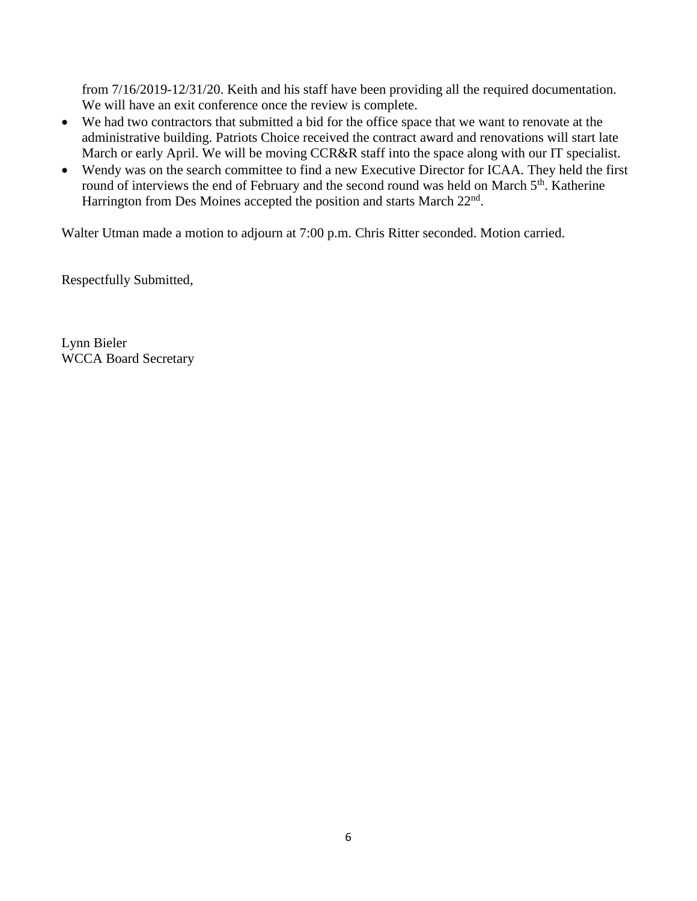from 7/16/2019-12/31/20. Keith and his staff have been providing all the required documentation. We will have an exit conference once the review is complete.

- We had two contractors that submitted a bid for the office space that we want to renovate at the administrative building. Patriots Choice received the contract award and renovations will start late March or early April. We will be moving CCR&R staff into the space along with our IT specialist.
- Wendy was on the search committee to find a new Executive Director for ICAA. They held the first round of interviews the end of February and the second round was held on March 5th. Katherine Harrington from Des Moines accepted the position and starts March 22nd.

Walter Utman made a motion to adjourn at 7:00 p.m. Chris Ritter seconded. Motion carried.

Respectfully Submitted,

Lynn Bieler
WCCA Board Secretary